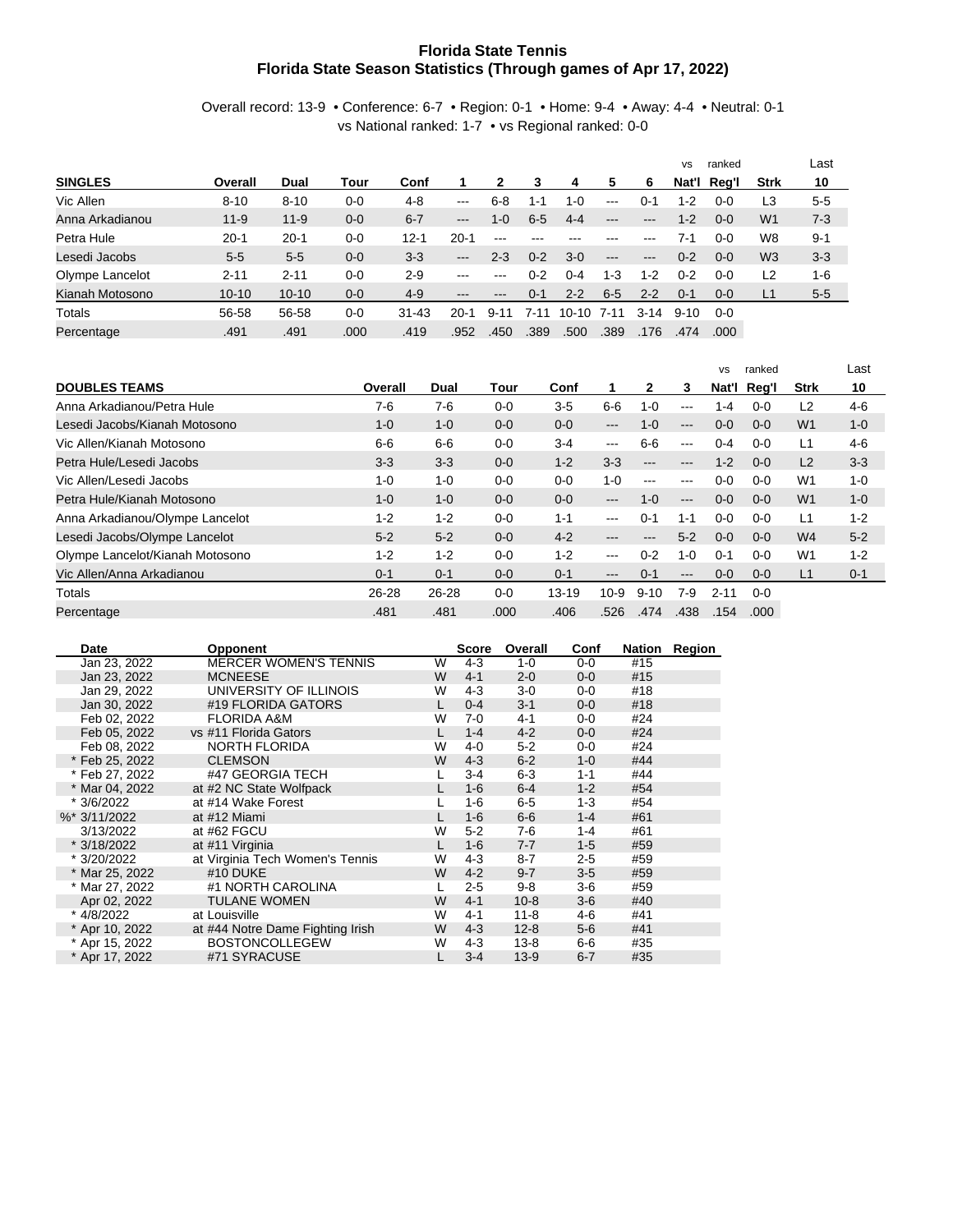# Florida State Tennis
## Florida State Season Statistics (Through games of Apr 17, 2022)

Overall record: 13-9 • Conference: 6-7 • Region: 0-1 • Home: 9-4 • Away: 4-4 • Neutral: 0-1
vs National ranked: 1-7 • vs Regional ranked: 0-0

| SINGLES | Overall | Dual | Tour | Conf | 1 | 2 | 3 | 4 | 5 | 6 | vs Nat'l | ranked Reg'l | Strk | Last 10 |
|---|---|---|---|---|---|---|---|---|---|---|---|---|---|---|
| Vic Allen | 8-10 | 8-10 | 0-0 | 4-8 | --- | 6-8 | 1-1 | 1-0 | --- | 0-1 | 1-2 | 0-0 | L3 | 5-5 |
| Anna Arkadianou | 11-9 | 11-9 | 0-0 | 6-7 | --- | 1-0 | 6-5 | 4-4 | --- | --- | 1-2 | 0-0 | W1 | 7-3 |
| Petra Hule | 20-1 | 20-1 | 0-0 | 12-1 | 20-1 | --- | --- | --- | --- | --- | 7-1 | 0-0 | W8 | 9-1 |
| Lesedi Jacobs | 5-5 | 5-5 | 0-0 | 3-3 | --- | 2-3 | 0-2 | 3-0 | --- | --- | 0-2 | 0-0 | W3 | 3-3 |
| Olympe Lancelot | 2-11 | 2-11 | 0-0 | 2-9 | --- | --- | 0-2 | 0-4 | 1-3 | 1-2 | 0-2 | 0-0 | L2 | 1-6 |
| Kianah Motosono | 10-10 | 10-10 | 0-0 | 4-9 | --- | --- | 0-1 | 2-2 | 6-5 | 2-2 | 0-1 | 0-0 | L1 | 5-5 |
| Totals | 56-58 | 56-58 | 0-0 | 31-43 | 20-1 | 9-11 | 7-11 | 10-10 | 7-11 | 3-14 | 9-10 | 0-0 | | |
| Percentage | .491 | .491 | .000 | .419 | .952 | .450 | .389 | .500 | .389 | .176 | .474 | .000 | | |

| DOUBLES TEAMS | Overall | Dual | Tour | Conf | 1 | 2 | 3 | vs Nat'l | ranked Reg'l | Strk | Last 10 |
|---|---|---|---|---|---|---|---|---|---|---|---|
| Anna Arkadianou/Petra Hule | 7-6 | 7-6 | 0-0 | 3-5 | 6-6 | 1-0 | --- | 1-4 | 0-0 | L2 | 4-6 |
| Lesedi Jacobs/Kianah Motosono | 1-0 | 1-0 | 0-0 | 0-0 | --- | 1-0 | --- | 0-0 | 0-0 | W1 | 1-0 |
| Vic Allen/Kianah Motosono | 6-6 | 6-6 | 0-0 | 3-4 | --- | 6-6 | --- | 0-4 | 0-0 | L1 | 4-6 |
| Petra Hule/Lesedi Jacobs | 3-3 | 3-3 | 0-0 | 1-2 | 3-3 | --- | --- | 1-2 | 0-0 | L2 | 3-3 |
| Vic Allen/Lesedi Jacobs | 1-0 | 1-0 | 0-0 | 0-0 | 1-0 | --- | --- | 0-0 | 0-0 | W1 | 1-0 |
| Petra Hule/Kianah Motosono | 1-0 | 1-0 | 0-0 | 0-0 | --- | 1-0 | --- | 0-0 | 0-0 | W1 | 1-0 |
| Anna Arkadianou/Olympe Lancelot | 1-2 | 1-2 | 0-0 | 1-1 | --- | 0-1 | 1-1 | 0-0 | 0-0 | L1 | 1-2 |
| Lesedi Jacobs/Olympe Lancelot | 5-2 | 5-2 | 0-0 | 4-2 | --- | --- | 5-2 | 0-0 | 0-0 | W4 | 5-2 |
| Olympe Lancelot/Kianah Motosono | 1-2 | 1-2 | 0-0 | 1-2 | --- | 0-2 | 1-0 | 0-1 | 0-0 | W1 | 1-2 |
| Vic Allen/Anna Arkadianou | 0-1 | 0-1 | 0-0 | 0-1 | --- | 0-1 | --- | 0-0 | 0-0 | L1 | 0-1 |
| Totals | 26-28 | 26-28 | 0-0 | 13-19 | 10-9 | 9-10 | 7-9 | 2-11 | 0-0 | | |
| Percentage | .481 | .481 | .000 | .406 | .526 | .474 | .438 | .154 | .000 | | |

| Date | Opponent | | Score | Overall | Conf | Nation | Region |
|---|---|---|---|---|---|---|---|
| Jan 23, 2022 | MERCER WOMEN'S TENNIS | W | 4-3 | 1-0 | 0-0 | #15 | |
| Jan 23, 2022 | MCNEESE | W | 4-1 | 2-0 | 0-0 | #15 | |
| Jan 29, 2022 | UNIVERSITY OF ILLINOIS | W | 4-3 | 3-0 | 0-0 | #18 | |
| Jan 30, 2022 | #19 FLORIDA GATORS | L | 0-4 | 3-1 | 0-0 | #18 | |
| Feb 02, 2022 | FLORIDA A&M | W | 7-0 | 4-1 | 0-0 | #24 | |
| Feb 05, 2022 | vs #11 Florida Gators | L | 1-4 | 4-2 | 0-0 | #24 | |
| Feb 08, 2022 | NORTH FLORIDA | W | 4-0 | 5-2 | 0-0 | #24 | |
| * Feb 25, 2022 | CLEMSON | W | 4-3 | 6-2 | 1-0 | #44 | |
| * Feb 27, 2022 | #47 GEORGIA TECH | L | 3-4 | 6-3 | 1-1 | #44 | |
| * Mar 04, 2022 | at #2 NC State Wolfpack | L | 1-6 | 6-4 | 1-2 | #54 | |
| * 3/6/2022 | at #14 Wake Forest | L | 1-6 | 6-5 | 1-3 | #54 | |
| %* 3/11/2022 | at #12 Miami | L | 1-6 | 6-6 | 1-4 | #61 | |
| 3/13/2022 | at #62 FGCU | W | 5-2 | 7-6 | 1-4 | #61 | |
| * 3/18/2022 | at #11 Virginia | L | 1-6 | 7-7 | 1-5 | #59 | |
| * 3/20/2022 | at Virginia Tech Women's Tennis | W | 4-3 | 8-7 | 2-5 | #59 | |
| * Mar 25, 2022 | #10 DUKE | W | 4-2 | 9-7 | 3-5 | #59 | |
| * Mar 27, 2022 | #1 NORTH CAROLINA | L | 2-5 | 9-8 | 3-6 | #59 | |
| Apr 02, 2022 | TULANE WOMEN | W | 4-1 | 10-8 | 3-6 | #40 | |
| * 4/8/2022 | at Louisville | W | 4-1 | 11-8 | 4-6 | #41 | |
| * Apr 10, 2022 | at #44 Notre Dame Fighting Irish | W | 4-3 | 12-8 | 5-6 | #41 | |
| * Apr 15, 2022 | BOSTONCOLLEGEW | W | 4-3 | 13-8 | 6-6 | #35 | |
| * Apr 17, 2022 | #71 SYRACUSE | L | 3-4 | 13-9 | 6-7 | #35 | |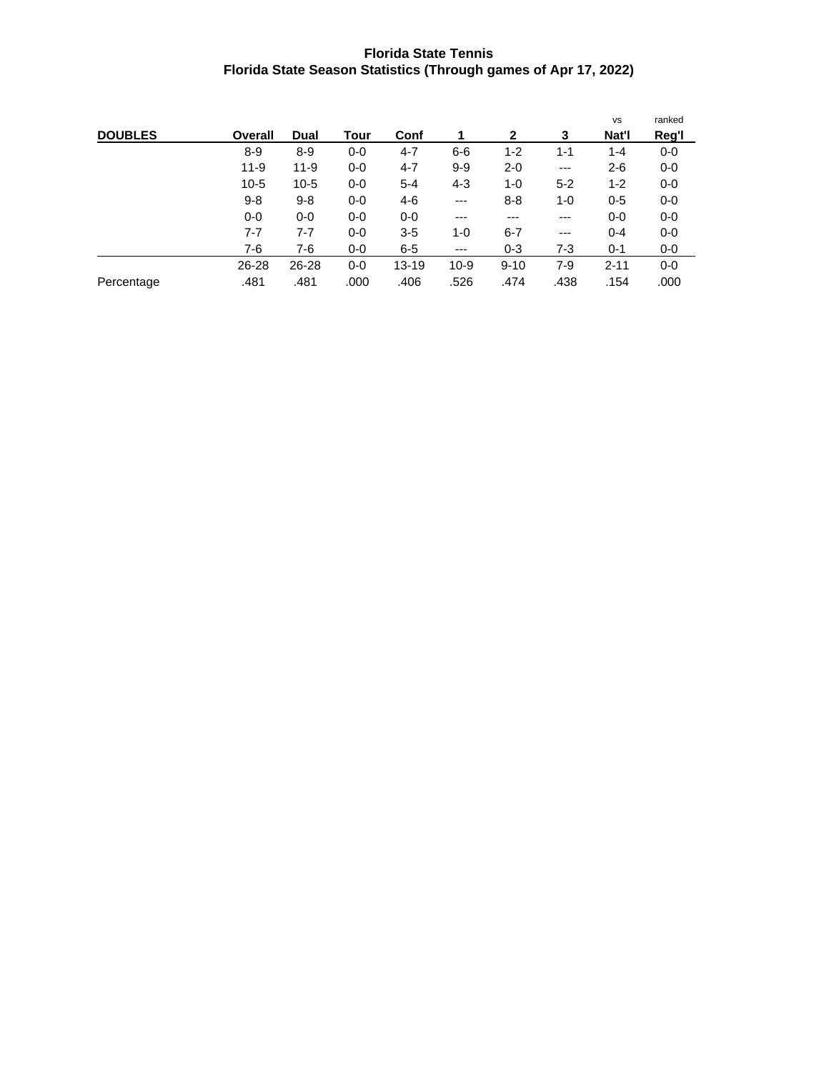**Florida State Tennis**
**Florida State Season Statistics (Through games of Apr 17, 2022)**

| DOUBLES | Overall | Dual | Tour | Conf | 1 | 2 | 3 | vs Nat'l | ranked Reg'l |
|---|---|---|---|---|---|---|---|---|---|
| | 8-9 | 8-9 | 0-0 | 4-7 | 6-6 | 1-2 | 1-1 | 1-4 | 0-0 |
| | 11-9 | 11-9 | 0-0 | 4-7 | 9-9 | 2-0 | --- | 2-6 | 0-0 |
| | 10-5 | 10-5 | 0-0 | 5-4 | 4-3 | 1-0 | 5-2 | 1-2 | 0-0 |
| | 9-8 | 9-8 | 0-0 | 4-6 | --- | 8-8 | 1-0 | 0-5 | 0-0 |
| | 0-0 | 0-0 | 0-0 | 0-0 | --- | --- | --- | 0-0 | 0-0 |
| | 7-7 | 7-7 | 0-0 | 3-5 | 1-0 | 6-7 | --- | 0-4 | 0-0 |
| | 7-6 | 7-6 | 0-0 | 6-5 | --- | 0-3 | 7-3 | 0-1 | 0-0 |
| | 26-28 | 26-28 | 0-0 | 13-19 | 10-9 | 9-10 | 7-9 | 2-11 | 0-0 |
| Percentage | .481 | .481 | .000 | .406 | .526 | .474 | .438 | .154 | .000 |